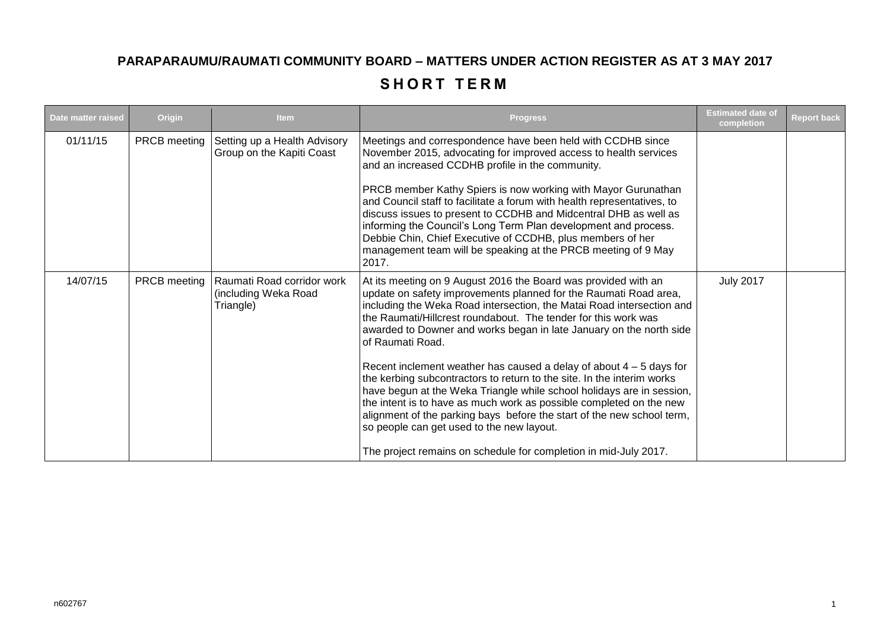# PARAPARAUMU/RAUMATI COMMUNITY BOARD – MATTERS UNDER ACTION REGISTER AS AT 3 MAY 2017

## SHORT TERM

| Date matter raised | Origin | Item | Progress | Estimated date of completion | Report back |
|---|---|---|---|---|---|
| 01/11/15 | PRCB meeting | Setting up a Health Advisory Group on the Kapiti Coast | Meetings and correspondence have been held with CCDHB since November 2015, advocating for improved access to health services and an increased CCDHB profile in the community.<br><br>PRCB member Kathy Spiers is now working with Mayor Gurunathan and Council staff to facilitate a forum with health representatives, to discuss issues to present to CCDHB and Midcentral DHB as well as informing the Council's Long Term Plan development and process. Debbie Chin, Chief Executive of CCDHB, plus members of her management team will be speaking at the PRCB meeting of 9 May 2017. | | |
| 14/07/15 | PRCB meeting | Raumati Road corridor work (including Weka Road Triangle) | At its meeting on 9 August 2016 the Board was provided with an update on safety improvements planned for the Raumati Road area, including the Weka Road intersection, the Matai Road intersection and the Raumati/Hillcrest roundabout. The tender for this work was awarded to Downer and works began in late January on the north side of Raumati Road.<br><br>Recent inclement weather has caused a delay of about 4 – 5 days for the kerbing subcontractors to return to the site. In the interim works have begun at the Weka Triangle while school holidays are in session, the intent is to have as much work as possible completed on the new alignment of the parking bays before the start of the new school term, so people can get used to the new layout.<br><br>The project remains on schedule for completion in mid-July 2017. | July 2017 | |

n602767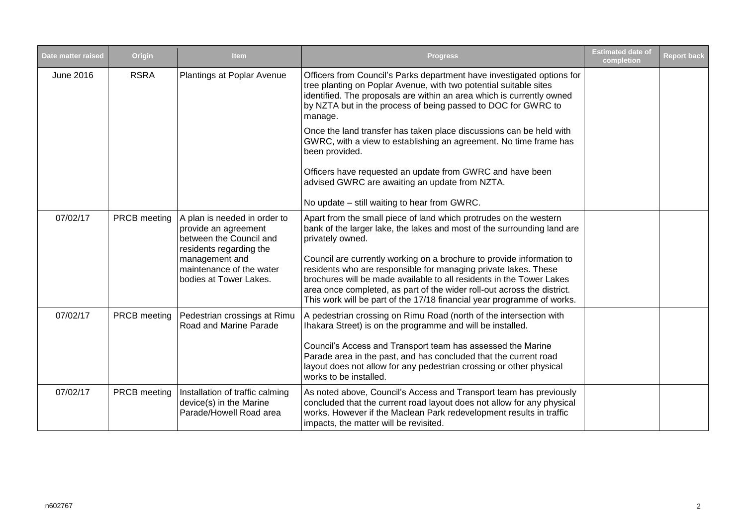| Date matter raised | Origin | Item | Progress | Estimated date of completion | Report back |
|---|---|---|---|---|---|
| June 2016 | RSRA | Plantings at Poplar Avenue | Officers from Council's Parks department have investigated options for tree planting on Poplar Avenue, with two potential suitable sites identified. The proposals are within an area which is currently owned by NZTA but in the process of being passed to DOC for GWRC to manage.<br><br>Once the land transfer has taken place discussions can be held with GWRC, with a view to establishing an agreement. No time frame has been provided.<br><br>Officers have requested an update from GWRC and have been advised GWRC are awaiting an update from NZTA.<br><br>No update – still waiting to hear from GWRC. | | |
| 07/02/17 | PRCB meeting | A plan is needed in order to provide an agreement between the Council and residents regarding the management and maintenance of the water bodies at Tower Lakes. | Apart from the small piece of land which protrudes on the western bank of the larger lake, the lakes and most of the surrounding land are privately owned.<br><br>Council are currently working on a brochure to provide information to residents who are responsible for managing private lakes. These brochures will be made available to all residents in the Tower Lakes area once completed, as part of the wider roll-out across the district. This work will be part of the 17/18 financial year programme of works. | | |
| 07/02/17 | PRCB meeting | Pedestrian crossings at Rimu Road and Marine Parade | A pedestrian crossing on Rimu Road (north of the intersection with Ihakara Street) is on the programme and will be installed.<br><br>Council's Access and Transport team has assessed the Marine Parade area in the past, and has concluded that the current road layout does not allow for any pedestrian crossing or other physical works to be installed. | | |
| 07/02/17 | PRCB meeting | Installation of traffic calming device(s) in the Marine Parade/Howell Road area | As noted above, Council's Access and Transport team has previously concluded that the current road layout does not allow for any physical works. However if the Maclean Park redevelopment results in traffic impacts, the matter will be revisited. | | |

n602767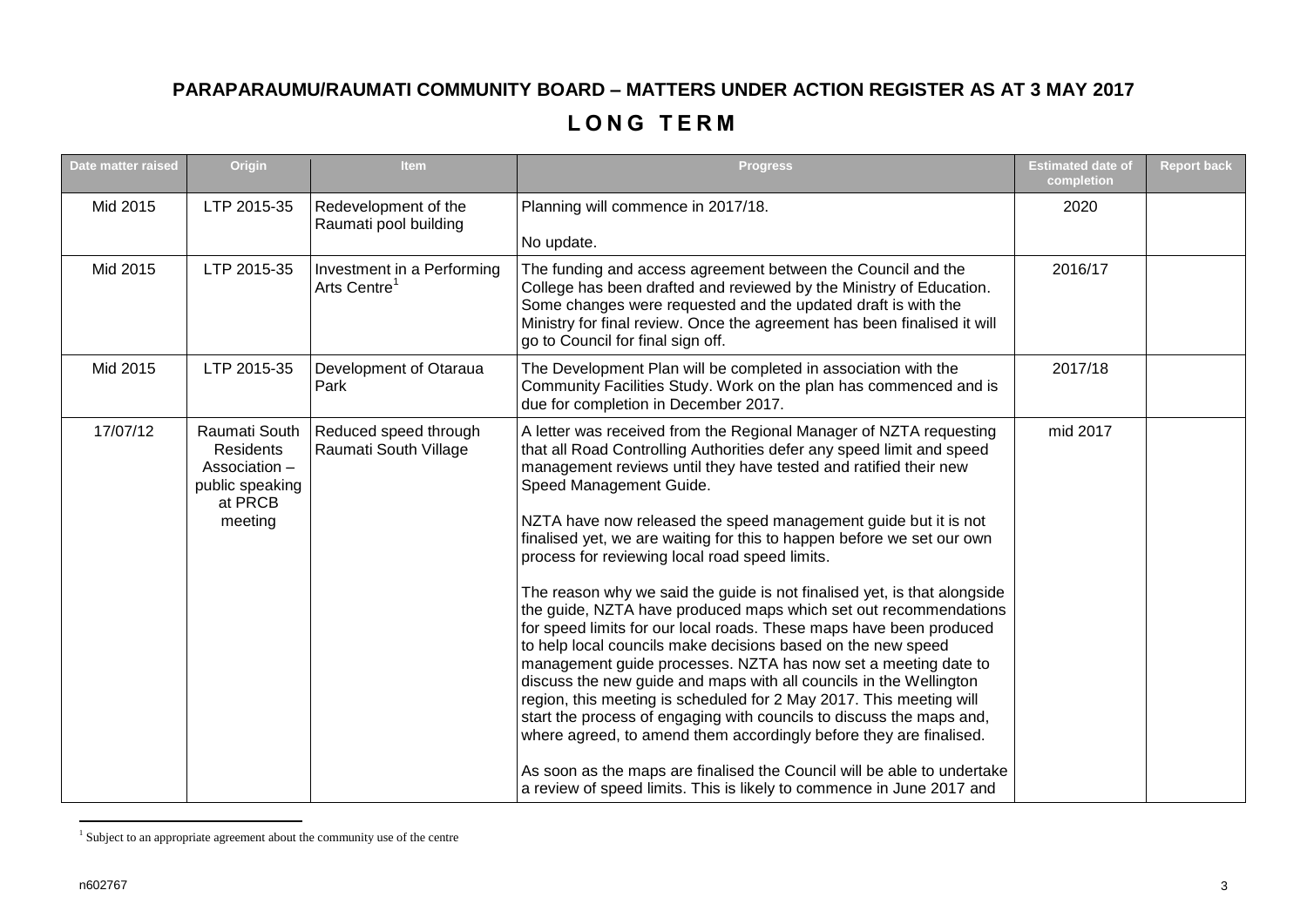## PARAPARAUMU/RAUMATI COMMUNITY BOARD – MATTERS UNDER ACTION REGISTER AS AT 3 MAY 2017

# LONG TERM

| Date matter raised | Origin | Item | Progress | Estimated date of completion | Report back |
|---|---|---|---|---|---|
| Mid 2015 | LTP 2015-35 | Redevelopment of the Raumati pool building | Planning will commence in 2017/18.<br><br>No update. | 2020 | |
| Mid 2015 | LTP 2015-35 | Investment in a Performing Arts Centre[1] | The funding and access agreement between the Council and the College has been drafted and reviewed by the Ministry of Education. Some changes were requested and the updated draft is with the Ministry for final review. Once the agreement has been finalised it will go to Council for final sign off. | 2016/17 | |
| Mid 2015 | LTP 2015-35 | Development of Otaraua Park | The Development Plan will be completed in association with the Community Facilities Study. Work on the plan has commenced and is due for completion in December 2017. | 2017/18 | |
| 17/07/12 | Raumati South Residents Association – public speaking at PRCB meeting | Reduced speed through Raumati South Village | A letter was received from the Regional Manager of NZTA requesting that all Road Controlling Authorities defer any speed limit and speed management reviews until they have tested and ratified their new Speed Management Guide.<br><br>NZTA have now released the speed management guide but it is not finalised yet, we are waiting for this to happen before we set our own process for reviewing local road speed limits.<br><br>The reason why we said the guide is not finalised yet, is that alongside the guide, NZTA have produced maps which set out recommendations for speed limits for our local roads. These maps have been produced to help local councils make decisions based on the new speed management guide processes. NZTA has now set a meeting date to discuss the new guide and maps with all councils in the Wellington region, this meeting is scheduled for 2 May 2017. This meeting will start the process of engaging with councils to discuss the maps and, where agreed, to amend them accordingly before they are finalised.<br><br>As soon as the maps are finalised the Council will be able to undertake a review of speed limits. This is likely to commence in June 2017 and | mid 2017 | |

[1] Subject to an appropriate agreement about the community use of the centre

n602767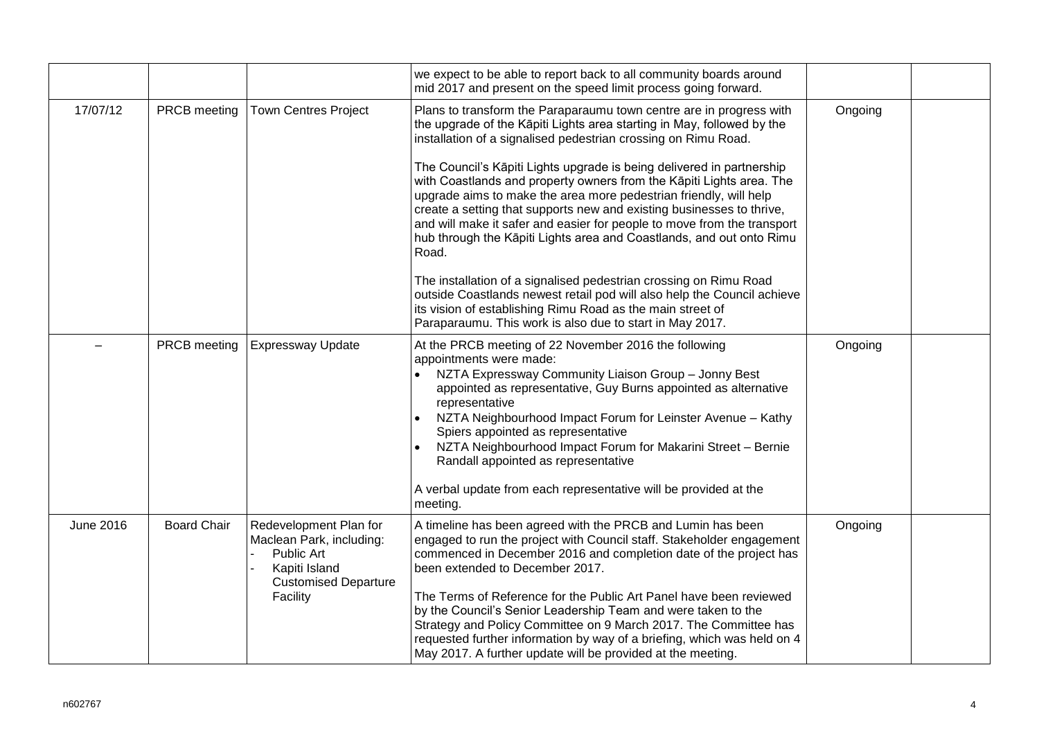| | | | | | |
|---|---|---|---|---|---|
| | | | we expect to be able to report back to all community boards around mid 2017 and present on the speed limit process going forward. | | |
| 17/07/12 | PRCB meeting | Town Centres Project | Plans to transform the Paraparaumu town centre are in progress with the upgrade of the Kāpiti Lights area starting in May, followed by the installation of a signalised pedestrian crossing on Rimu Road.<br><br>The Council's Kāpiti Lights upgrade is being delivered in partnership with Coastlands and property owners from the Kāpiti Lights area. The upgrade aims to make the area more pedestrian friendly, will help create a setting that supports new and existing businesses to thrive, and will make it safer and easier for people to move from the transport hub through the Kāpiti Lights area and Coastlands, and out onto Rimu Road.<br><br>The installation of a signalised pedestrian crossing on Rimu Road outside Coastlands newest retail pod will also help the Council achieve its vision of establishing Rimu Road as the main street of Paraparaumu. This work is also due to start in May 2017. | Ongoing | |
| – | PRCB meeting | Expressway Update | At the PRCB meeting of 22 November 2016 the following appointments were made:<br>• NZTA Expressway Community Liaison Group – Jonny Best appointed as representative, Guy Burns appointed as alternative representative<br>• NZTA Neighbourhood Impact Forum for Leinster Avenue – Kathy Spiers appointed as representative<br>• NZTA Neighbourhood Impact Forum for Makarini Street – Bernie Randall appointed as representative<br><br>A verbal update from each representative will be provided at the meeting. | Ongoing | |
| June 2016 | Board Chair | Redevelopment Plan for Maclean Park, including:<br>- Public Art<br>- Kapiti Island Customised Departure Facility | A timeline has been agreed with the PRCB and Lumin has been engaged to run the project with Council staff. Stakeholder engagement commenced in December 2016 and completion date of the project has been extended to December 2017.<br><br>The Terms of Reference for the Public Art Panel have been reviewed by the Council's Senior Leadership Team and were taken to the Strategy and Policy Committee on 9 March 2017. The Committee has requested further information by way of a briefing, which was held on 4 May 2017. A further update will be provided at the meeting. | Ongoing | |

n602767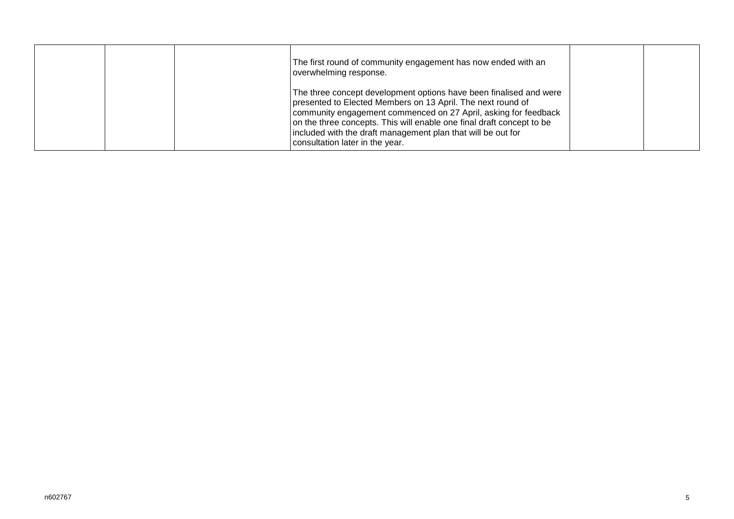| | | | | | |
|---|---|---|---|---|---|
| | | | The first round of community engagement has now ended with an overwhelming response.<br><br>The three concept development options have been finalised and were presented to Elected Members on 13 April. The next round of community engagement commenced on 27 April, asking for feedback on the three concepts. This will enable one final draft concept to be included with the draft management plan that will be out for consultation later in the year. | | |

n602767